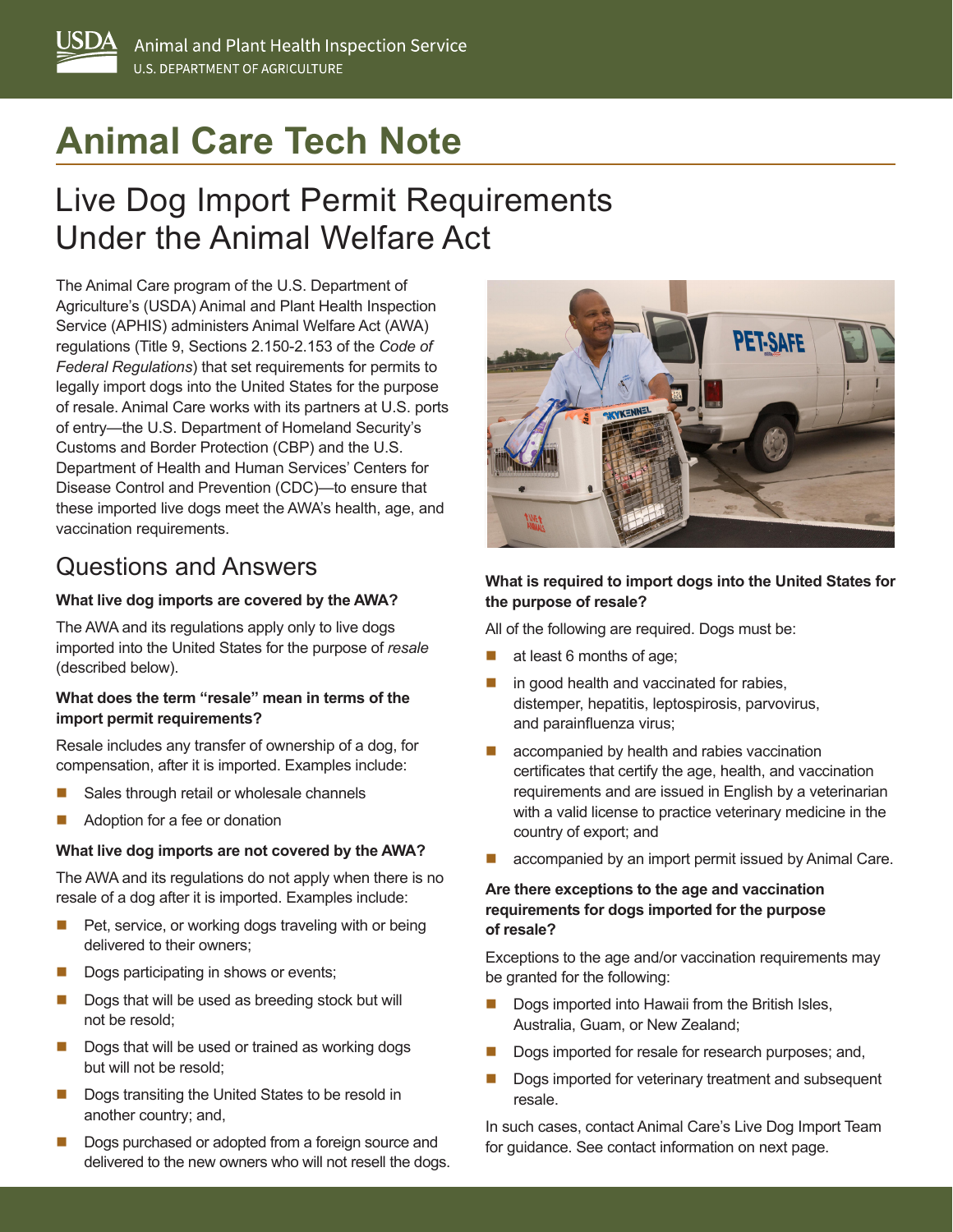USDA Animal and Plant Health Inspection Service
U.S. DEPARTMENT OF AGRICULTURE

# Animal Care Tech Note

## Live Dog Import Permit Requirements Under the Animal Welfare Act

The Animal Care program of the U.S. Department of Agriculture's (USDA) Animal and Plant Health Inspection Service (APHIS) administers Animal Welfare Act (AWA) regulations (Title 9, Sections 2.150-2.153 of the *Code of Federal Regulations*) that set requirements for permits to legally import dogs into the United States for the purpose of resale. Animal Care works with its partners at U.S. ports of entry—the U.S. Department of Homeland Security's Customs and Border Protection (CBP) and the U.S. Department of Health and Human Services' Centers for Disease Control and Prevention (CDC)—to ensure that these imported live dogs meet the AWA's health, age, and vaccination requirements.

## Questions and Answers

**What live dog imports are covered by the AWA?**

The AWA and its regulations apply only to live dogs imported into the United States for the purpose of *resale* (described below).

**What does the term "resale" mean in terms of the import permit requirements?**

Resale includes any transfer of ownership of a dog, for compensation, after it is imported. Examples include:

- Sales through retail or wholesale channels
- Adoption for a fee or donation

**What live dog imports are not covered by the AWA?**

The AWA and its regulations do not apply when there is no resale of a dog after it is imported. Examples include:

- Pet, service, or working dogs traveling with or being delivered to their owners;
- Dogs participating in shows or events;
- Dogs that will be used as breeding stock but will not be resold;
- Dogs that will be used or trained as working dogs but will not be resold;
- Dogs transiting the United States to be resold in another country; and,
- Dogs purchased or adopted from a foreign source and delivered to the new owners who will not resell the dogs.

**What is required to import dogs into the United States for the purpose of resale?**

All of the following are required. Dogs must be:

- at least 6 months of age;
- in good health and vaccinated for rabies, distemper, hepatitis, leptospirosis, parvovirus, and parainfluenza virus;
- accompanied by health and rabies vaccination certificates that certify the age, health, and vaccination requirements and are issued in English by a veterinarian with a valid license to practice veterinary medicine in the country of export; and
- accompanied by an import permit issued by Animal Care.

**Are there exceptions to the age and vaccination requirements for dogs imported for the purpose of resale?**

Exceptions to the age and/or vaccination requirements may be granted for the following:

- Dogs imported into Hawaii from the British Isles, Australia, Guam, or New Zealand;
- Dogs imported for resale for research purposes; and,
- Dogs imported for veterinary treatment and subsequent resale.

In such cases, contact Animal Care's Live Dog Import Team for guidance. See contact information on next page.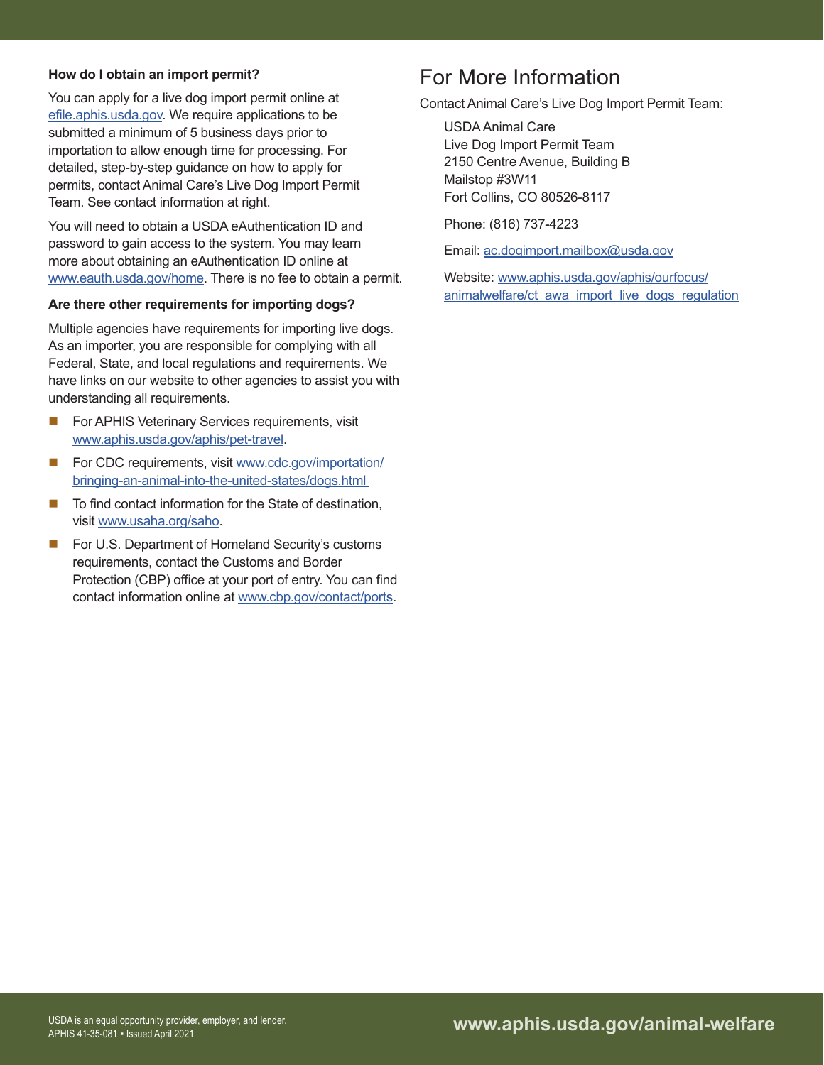### How do I obtain an import permit?

You can apply for a live dog import permit online at efile.aphis.usda.gov. We require applications to be submitted a minimum of 5 business days prior to importation to allow enough time for processing. For detailed, step-by-step guidance on how to apply for permits, contact Animal Care's Live Dog Import Permit Team. See contact information at right.

You will need to obtain a USDA eAuthentication ID and password to gain access to the system. You may learn more about obtaining an eAuthentication ID online at www.eauth.usda.gov/home. There is no fee to obtain a permit.

### Are there other requirements for importing dogs?

Multiple agencies have requirements for importing live dogs. As an importer, you are responsible for complying with all Federal, State, and local regulations and requirements. We have links on our website to other agencies to assist you with understanding all requirements.

- For APHIS Veterinary Services requirements, visit www.aphis.usda.gov/aphis/pet-travel.
- For CDC requirements, visit www.cdc.gov/importation/bringing-an-animal-into-the-united-states/dogs.html
- To find contact information for the State of destination, visit www.usaha.org/saho.
- For U.S. Department of Homeland Security's customs requirements, contact the Customs and Border Protection (CBP) office at your port of entry. You can find contact information online at www.cbp.gov/contact/ports.

## For More Information

Contact Animal Care's Live Dog Import Permit Team:

USDA Animal Care
Live Dog Import Permit Team
2150 Centre Avenue, Building B
Mailstop #3W11
Fort Collins, CO 80526-8117

Phone: (816) 737-4223

Email: ac.dogimport.mailbox@usda.gov

Website: www.aphis.usda.gov/aphis/ourfocus/animalwelfare/ct_awa_import_live_dogs_regulation

USDA is an equal opportunity provider, employer, and lender.
APHIS 41-35-081 • Issued April 2021

www.aphis.usda.gov/animal-welfare